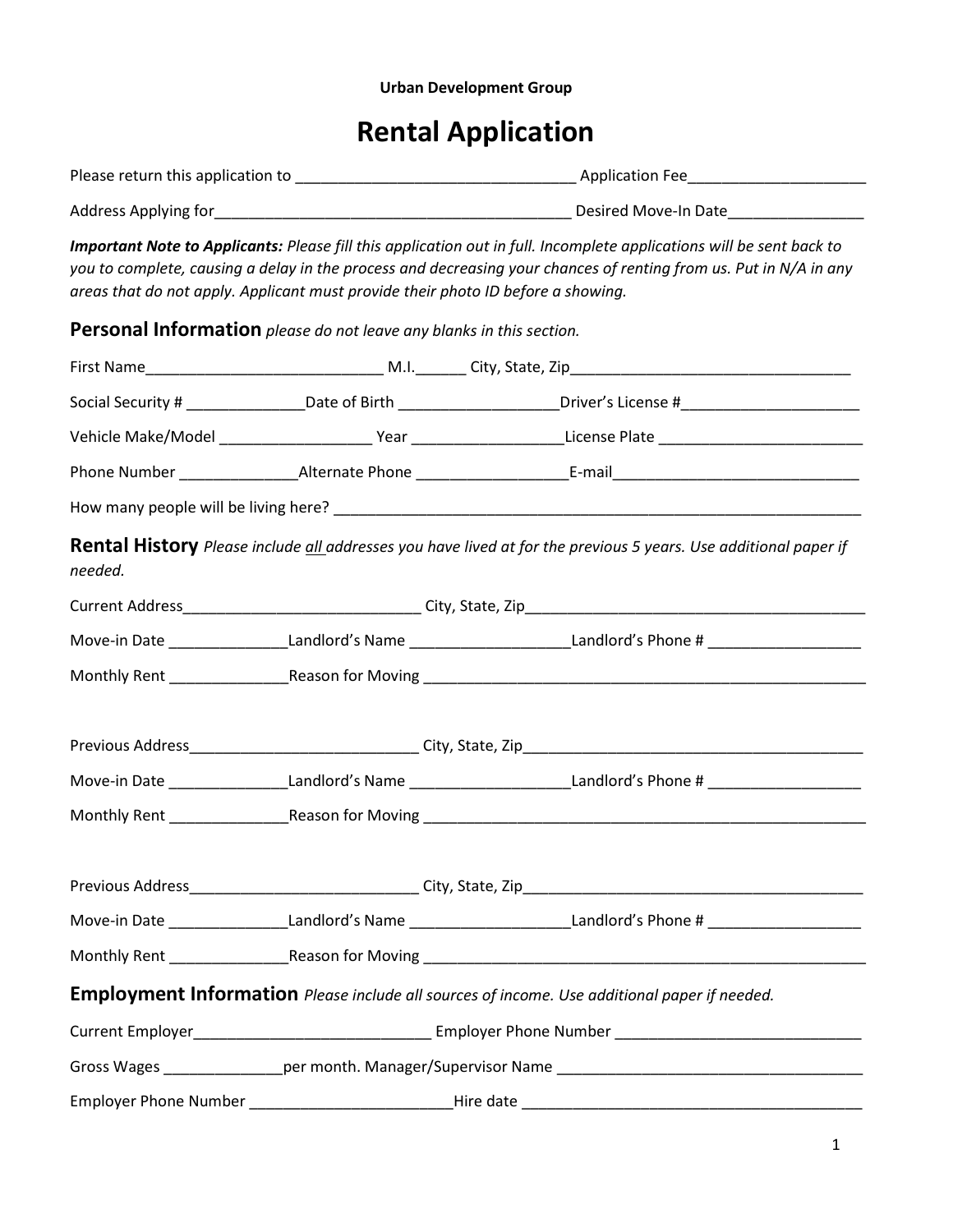**Urban Development Group**

# Rental Application

Please return this application to ________________________________ Application Fee____________________

Address Applying for__________________________________________ Desired Move-In Date________________

***Important Note to Applicants:*** *Please fill this application out in full. Incomplete applications will be sent back to you to complete, causing a delay in the process and decreasing your chances of renting from us. Put in N/A in any areas that do not apply. Applicant must provide their photo ID before a showing.*

## Personal Information *please do not leave any blanks in this section.*

First Name____________________________ M.I.______ City, State, Zip_________________________________

Social Security # ______________Date of Birth ___________________Driver's License #_____________________

Vehicle Make/Model __________________ Year __________________License Plate ________________________

Phone Number ______________Alternate Phone __________________E-mail_____________________________

How many people will be living here? ______________________________________________________________

## Rental History *Please include* *<u>all</u>* *addresses you have lived at for the previous 5 years. Use additional paper if needed.*

Current Address____________________________ City, State, Zip_________________________________________

Move-in Date ______________Landlord's Name ___________________Landlord's Phone # __________________

Monthly Rent ______________Reason for Moving _____________________________________________________

Previous Address___________________________ City, State, Zip_________________________________________

Move-in Date ______________Landlord's Name ___________________Landlord's Phone # __________________

Monthly Rent ______________Reason for Moving _____________________________________________________

Previous Address___________________________ City, State, Zip_________________________________________

Move-in Date ______________Landlord's Name ___________________Landlord's Phone # __________________

Monthly Rent ______________Reason for Moving _____________________________________________________

## Employment Information *Please include all sources of income. Use additional paper if needed.*

Current Employer____________________________ Employer Phone Number _____________________________

Gross Wages ______________per month. Manager/Supervisor Name ___________________________________

Employer Phone Number ________________________Hire date __________________________________________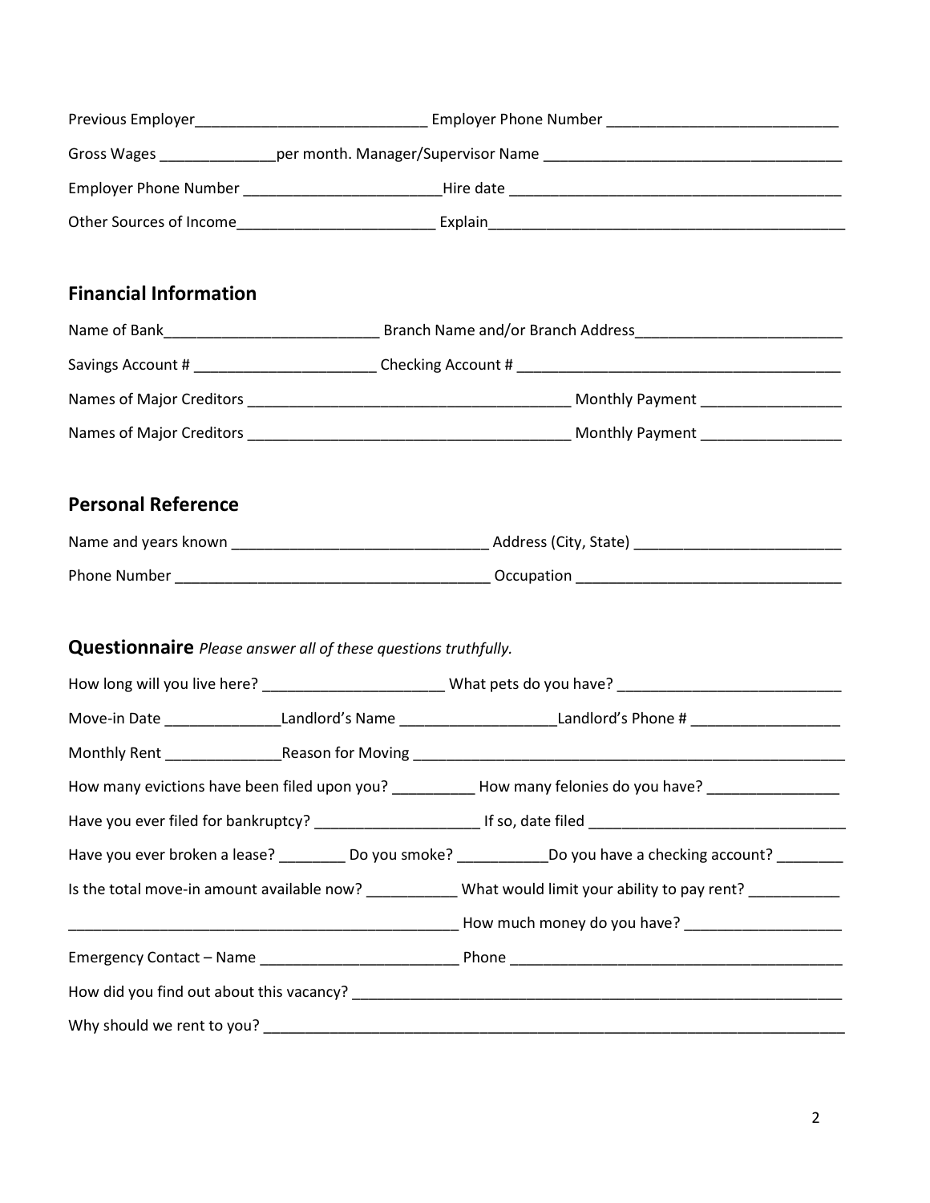Previous Employer____________________________ Employer Phone Number ____________________________

Gross Wages ______________per month. Manager/Supervisor Name ____________________________________

Employer Phone Number ________________________Hire date ________________________________________

Other Sources of Income________________________ Explain___________________________________________

## Financial Information

Name of Bank__________________________ Branch Name and/or Branch Address_________________________

Savings Account # _____________________ Checking Account # _______________________________________

Names of Major Creditors ______________________________________ Monthly Payment ________________

Names of Major Creditors ______________________________________ Monthly Payment ________________

## Personal Reference

Name and years known ______________________________ Address (City, State) ________________________

Phone Number _____________________________________ Occupation ________________________________

## Questionnaire *Please answer all of these questions truthfully.*

How long will you live here? _____________________ What pets do you have? ___________________________

Move-in Date ______________Landlord's Name __________________Landlord's Phone # __________________

Monthly Rent ______________Reason for Moving ______________________________________________________

How many evictions have been filed upon you? __________ How many felonies do you have? ________________

Have you ever filed for bankruptcy? ____________________ If so, date filed ______________________________

Have you ever broken a lease? ________ Do you smoke? ___________Do you have a checking account? ________

Is the total move-in amount available now? ___________ What would limit your ability to pay rent? ___________

_______________________________________________ How much money do you have? ___________________

Emergency Contact – Name ________________________ Phone _________________________________________

How did you find out about this vacancy? ___________________________________________________________

Why should we rent to you? ______________________________________________________________________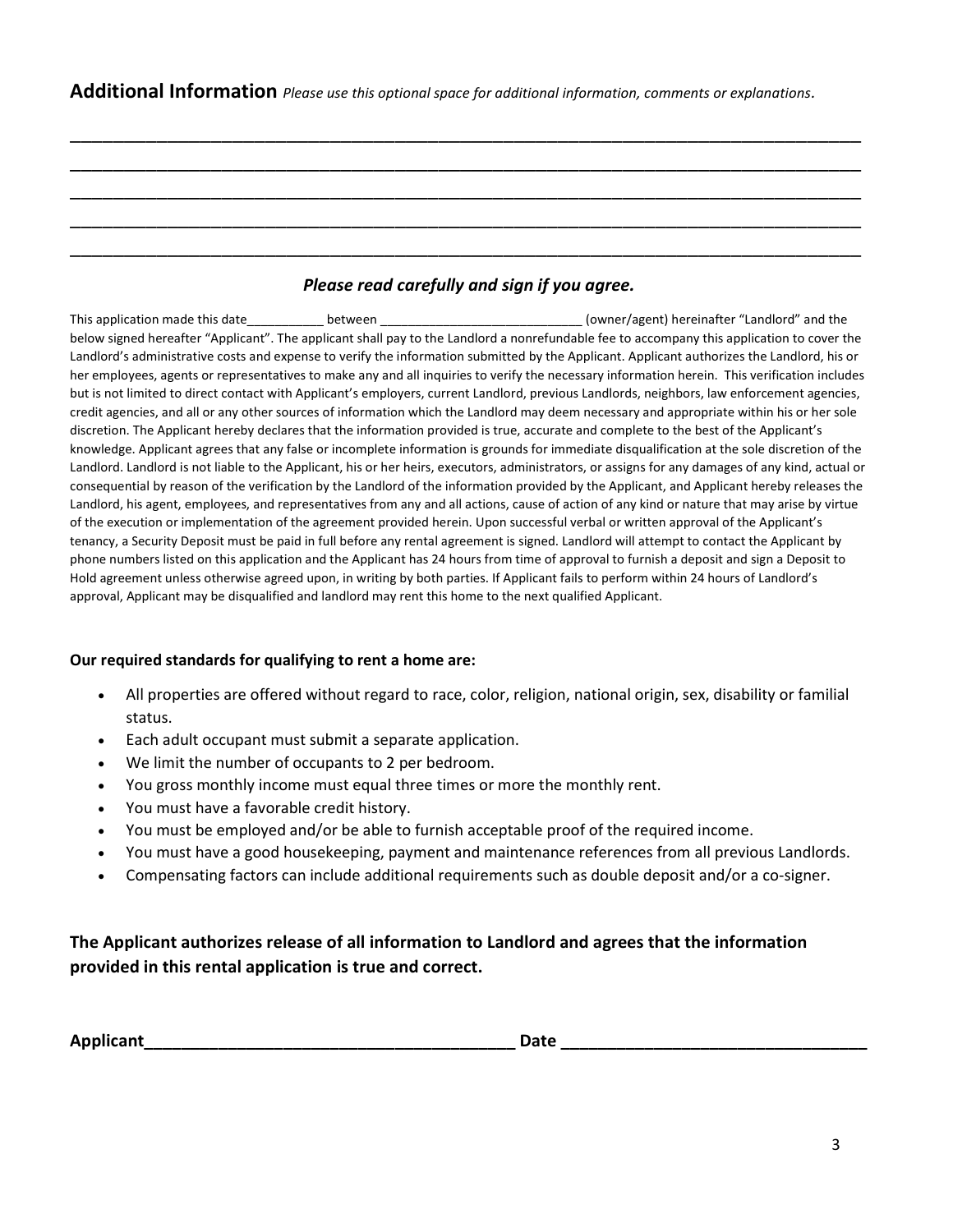## **Additional Information** *Please use this optional space for additional information, comments or explanations.*

___________________________________________________________________________________________

___________________________________________________________________________________________

___________________________________________________________________________________________

___________________________________________________________________________________________

___________________________________________________________________________________________

### *Please read carefully and sign if you agree.*

This application made this date___________ between ____________________________ (owner/agent) hereinafter "Landlord" and the below signed hereafter "Applicant". The applicant shall pay to the Landlord a nonrefundable fee to accompany this application to cover the Landlord's administrative costs and expense to verify the information submitted by the Applicant. Applicant authorizes the Landlord, his or her employees, agents or representatives to make any and all inquiries to verify the necessary information herein. This verification includes but is not limited to direct contact with Applicant's employers, current Landlord, previous Landlords, neighbors, law enforcement agencies, credit agencies, and all or any other sources of information which the Landlord may deem necessary and appropriate within his or her sole discretion. The Applicant hereby declares that the information provided is true, accurate and complete to the best of the Applicant's knowledge. Applicant agrees that any false or incomplete information is grounds for immediate disqualification at the sole discretion of the Landlord. Landlord is not liable to the Applicant, his or her heirs, executors, administrators, or assigns for any damages of any kind, actual or consequential by reason of the verification by the Landlord of the information provided by the Applicant, and Applicant hereby releases the Landlord, his agent, employees, and representatives from any and all actions, cause of action of any kind or nature that may arise by virtue of the execution or implementation of the agreement provided herein. Upon successful verbal or written approval of the Applicant's tenancy, a Security Deposit must be paid in full before any rental agreement is signed. Landlord will attempt to contact the Applicant by phone numbers listed on this application and the Applicant has 24 hours from time of approval to furnish a deposit and sign a Deposit to Hold agreement unless otherwise agreed upon, in writing by both parties. If Applicant fails to perform within 24 hours of Landlord's approval, Applicant may be disqualified and landlord may rent this home to the next qualified Applicant.

**Our required standards for qualifying to rent a home are:**

- All properties are offered without regard to race, color, religion, national origin, sex, disability or familial status.
- Each adult occupant must submit a separate application.
- We limit the number of occupants to 2 per bedroom.
- You gross monthly income must equal three times or more the monthly rent.
- You must have a favorable credit history.
- You must be employed and/or be able to furnish acceptable proof of the required income.
- You must have a good housekeeping, payment and maintenance references from all previous Landlords.
- Compensating factors can include additional requirements such as double deposit and/or a co-signer.

**The Applicant authorizes release of all information to Landlord and agrees that the information provided in this rental application is true and correct.**

**Applicant**_________________________________________ **Date** __________________________________